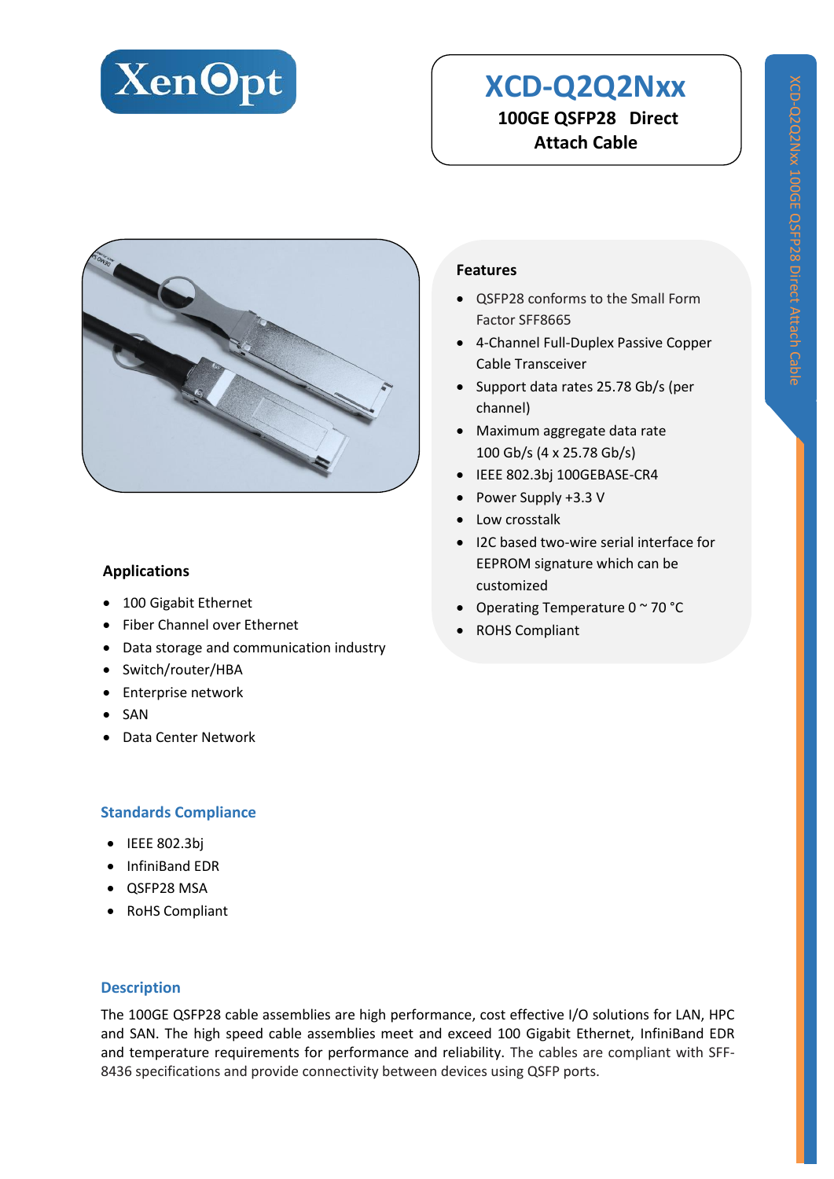XenOpt

# XCD-Q2Q2Nxx

**100GE QSFP28 Direct Attach Cable**

## Features

- QSFP28 conforms to the Small Form Factor SFF8665
- 4-Channel Full-Duplex Passive Copper Cable Transceiver
- Support data rates 25.78 Gb/s (per channel)
- Maximum aggregate data rate 100 Gb/s (4 x 25.78 Gb/s)
- IEEE 802.3bj 100GEBASE-CR4
- Power Supply +3.3 V
- Low crosstalk
- I2C based two-wire serial interface for EEPROM signature which can be customized
- Operating Temperature 0 ~ 70 °C
- ROHS Compliant

## Applications

- 100 Gigabit Ethernet
- Fiber Channel over Ethernet
- Data storage and communication industry
- Switch/router/HBA
- Enterprise network
- SAN
- Data Center Network

## Standards Compliance

- IEEE 802.3bj
- InfiniBand EDR
- QSFP28 MSA
- RoHS Compliant

## Description

The 100GE QSFP28 cable assemblies are high performance, cost effective I/O solutions for LAN, HPC and SAN. The high speed cable assemblies meet and exceed 100 Gigabit Ethernet, InfiniBand EDR and temperature requirements for performance and reliability. The cables are compliant with SFF-8436 specifications and provide connectivity between devices using QSFP ports.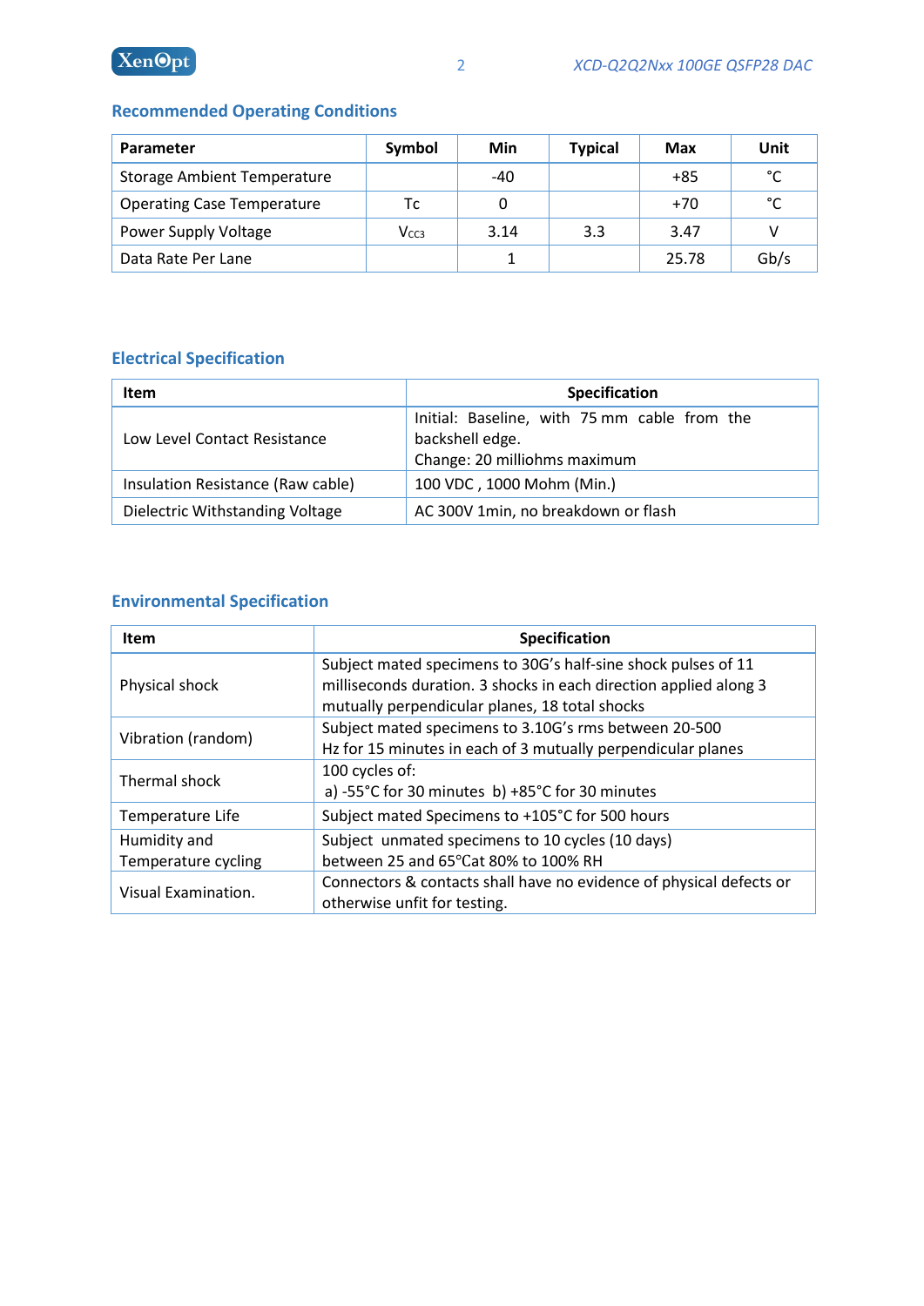## Recommended Operating Conditions

| Parameter | Symbol | Min | Typical | Max | Unit |
|---|---|---|---|---|---|
| Storage Ambient Temperature | | -40 | | +85 | °C |
| Operating Case Temperature | Tc | 0 | | +70 | °C |
| Power Supply Voltage | $V_{CC3}$ | 3.14 | 3.3 | 3.47 | V |
| Data Rate Per Lane | | 1 | | 25.78 | Gb/s |

## Electrical Specification

| Item | Specification |
|---|---|
| Low Level Contact Resistance | Initial: Baseline, with 75 mm cable from the backshell edge.<br>Change: 20 milliohms maximum |
| Insulation Resistance (Raw cable) | 100 VDC , 1000 Mohm (Min.) |
| Dielectric Withstanding Voltage | AC 300V 1min, no breakdown or flash |

## Environmental Specification

| Item | Specification |
|---|---|
| Physical shock | Subject mated specimens to 30G's half-sine shock pulses of 11 milliseconds duration. 3 shocks in each direction applied along 3 mutually perpendicular planes, 18 total shocks |
| Vibration (random) | Subject mated specimens to 3.10G's rms between 20-500 Hz for 15 minutes in each of 3 mutually perpendicular planes |
| Thermal shock | 100 cycles of:<br>a) -55°C for 30 minutes b) +85°C for 30 minutes |
| Temperature Life | Subject mated Specimens to +105°C for 500 hours |
| Humidity and Temperature cycling | Subject unmated specimens to 10 cycles (10 days) between 25 and 65°Cat 80% to 100% RH |
| Visual Examination. | Connectors & contacts shall have no evidence of physical defects or otherwise unfit for testing. |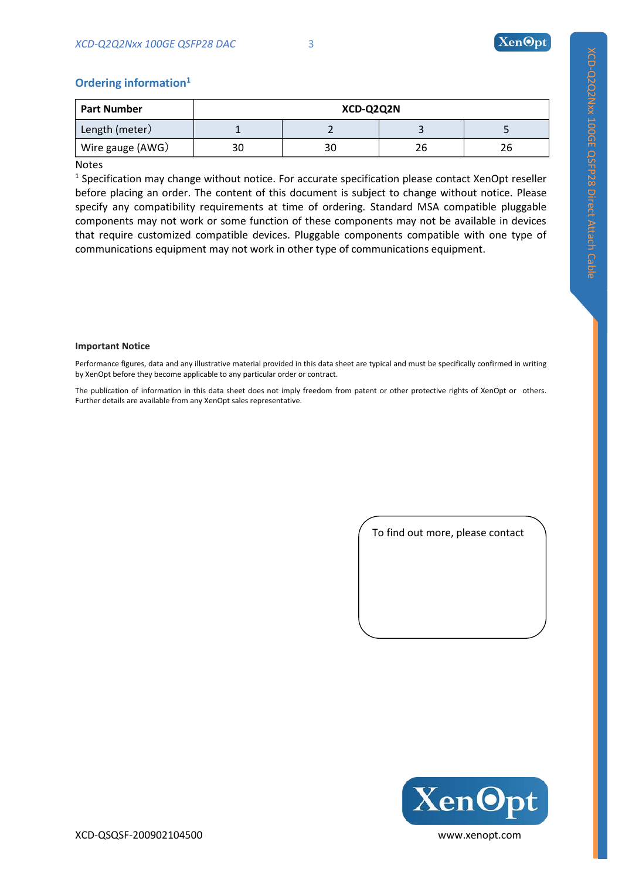## Ordering information[1]

| Part Number | XCD-Q2Q2N | | | |
|---|---|---|---|---|
| Length (meter) | 1 | 2 | 3 | 5 |
| Wire gauge (AWG) | 30 | 30 | 26 | 26 |

Notes

[1] Specification may change without notice. For accurate specification please contact XenOpt reseller before placing an order. The content of this document is subject to change without notice. Please specify any compatibility requirements at time of ordering. Standard MSA compatible pluggable components may not work or some function of these components may not be available in devices that require customized compatible devices. Pluggable components compatible with one type of communications equipment may not work in other type of communications equipment.

**Important Notice**

Performance figures, data and any illustrative material provided in this data sheet are typical and must be specifically confirmed in writing by XenOpt before they become applicable to any particular order or contract.

The publication of information in this data sheet does not imply freedom from patent or other protective rights of XenOpt or others. Further details are available from any XenOpt sales representative.

To find out more, please contact

XCD-QSQSF-200902104500

www.xenopt.com